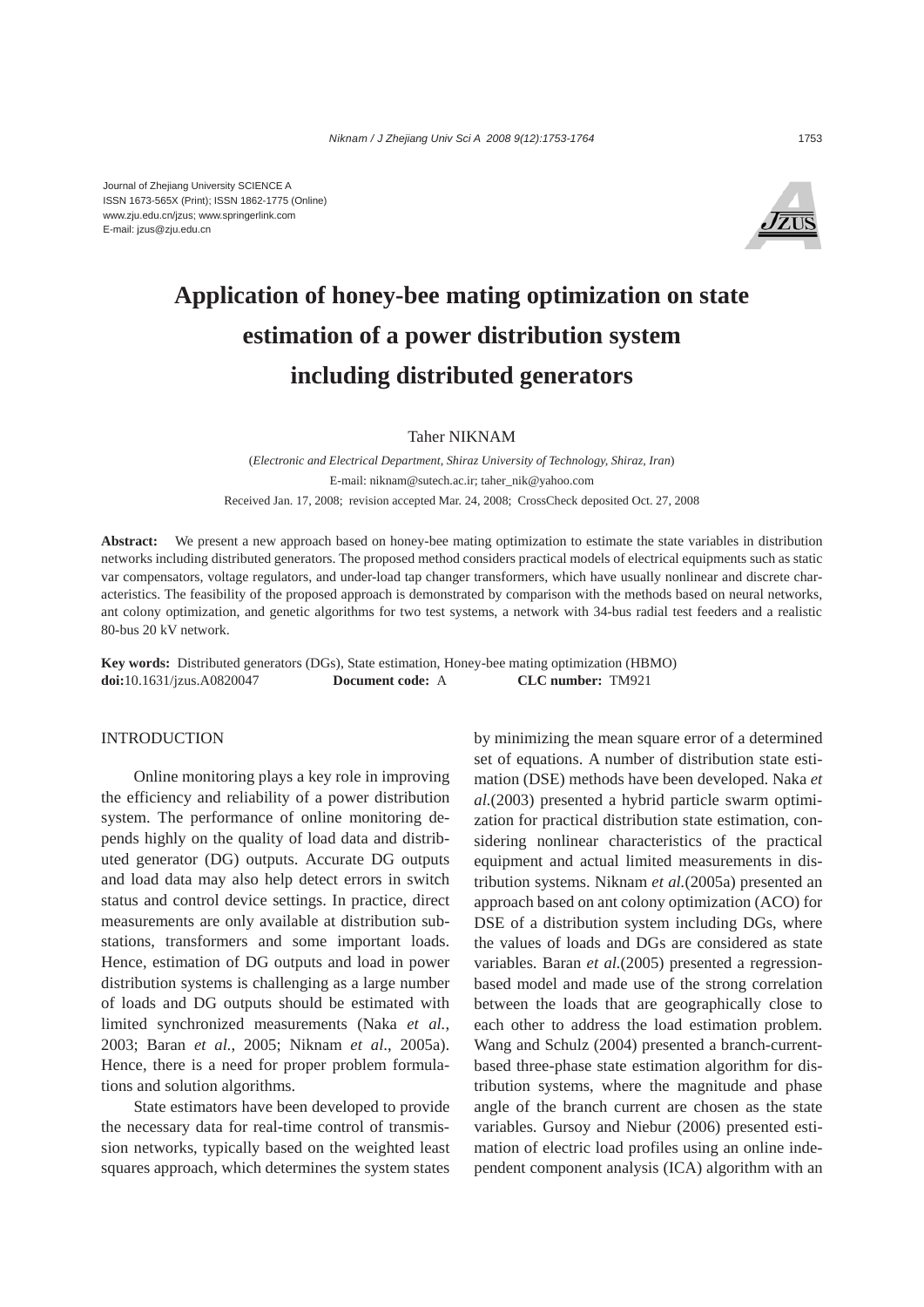Journal of Zhejiang University SCIENCE A
ISSN 1673-565X (Print); ISSN 1862-1775 (Online)
www.zju.edu.cn/jzus; www.springerlink.com
E-mail: jzus@zju.edu.cn

# Application of honey-bee mating optimization on state estimation of a power distribution system including distributed generators

Taher NIKNAM

(*Electronic and Electrical Department, Shiraz University of Technology, Shiraz, Iran*)
E-mail: niknam@sutech.ac.ir; taher_nik@yahoo.com
Received Jan. 17, 2008; revision accepted Mar. 24, 2008; CrossCheck deposited Oct. 27, 2008

**Abstract:** We present a new approach based on honey-bee mating optimization to estimate the state variables in distribution networks including distributed generators. The proposed method considers practical models of electrical equipments such as static var compensators, voltage regulators, and under-load tap changer transformers, which have usually nonlinear and discrete characteristics. The feasibility of the proposed approach is demonstrated by comparison with the methods based on neural networks, ant colony optimization, and genetic algorithms for two test systems, a network with 34-bus radial test feeders and a realistic 80-bus 20 kV network.

**Key words:** Distributed generators (DGs), State estimation, Honey-bee mating optimization (HBMO)
**doi:**10.1631/jzus.A0820047 **Document code:** A **CLC number:** TM921

## INTRODUCTION

Online monitoring plays a key role in improving the efficiency and reliability of a power distribution system. The performance of online monitoring depends highly on the quality of load data and distributed generator (DG) outputs. Accurate DG outputs and load data may also help detect errors in switch status and control device settings. In practice, direct measurements are only available at distribution substations, transformers and some important loads. Hence, estimation of DG outputs and load in power distribution systems is challenging as a large number of loads and DG outputs should be estimated with limited synchronized measurements (Naka *et al.*, 2003; Baran *et al.*, 2005; Niknam *et al.*, 2005a). Hence, there is a need for proper problem formulations and solution algorithms.

State estimators have been developed to provide the necessary data for real-time control of transmission networks, typically based on the weighted least squares approach, which determines the system states by minimizing the mean square error of a determined set of equations. A number of distribution state estimation (DSE) methods have been developed. Naka *et al.*(2003) presented a hybrid particle swarm optimization for practical distribution state estimation, considering nonlinear characteristics of the practical equipment and actual limited measurements in distribution systems. Niknam *et al.*(2005a) presented an approach based on ant colony optimization (ACO) for DSE of a distribution system including DGs, where the values of loads and DGs are considered as state variables. Baran *et al.*(2005) presented a regression-based model and made use of the strong correlation between the loads that are geographically close to each other to address the load estimation problem. Wang and Schulz (2004) presented a branch-current-based three-phase state estimation algorithm for distribution systems, where the magnitude and phase angle of the branch current are chosen as the state variables. Gursoy and Niebur (2006) presented estimation of electric load profiles using an online independent component analysis (ICA) algorithm with an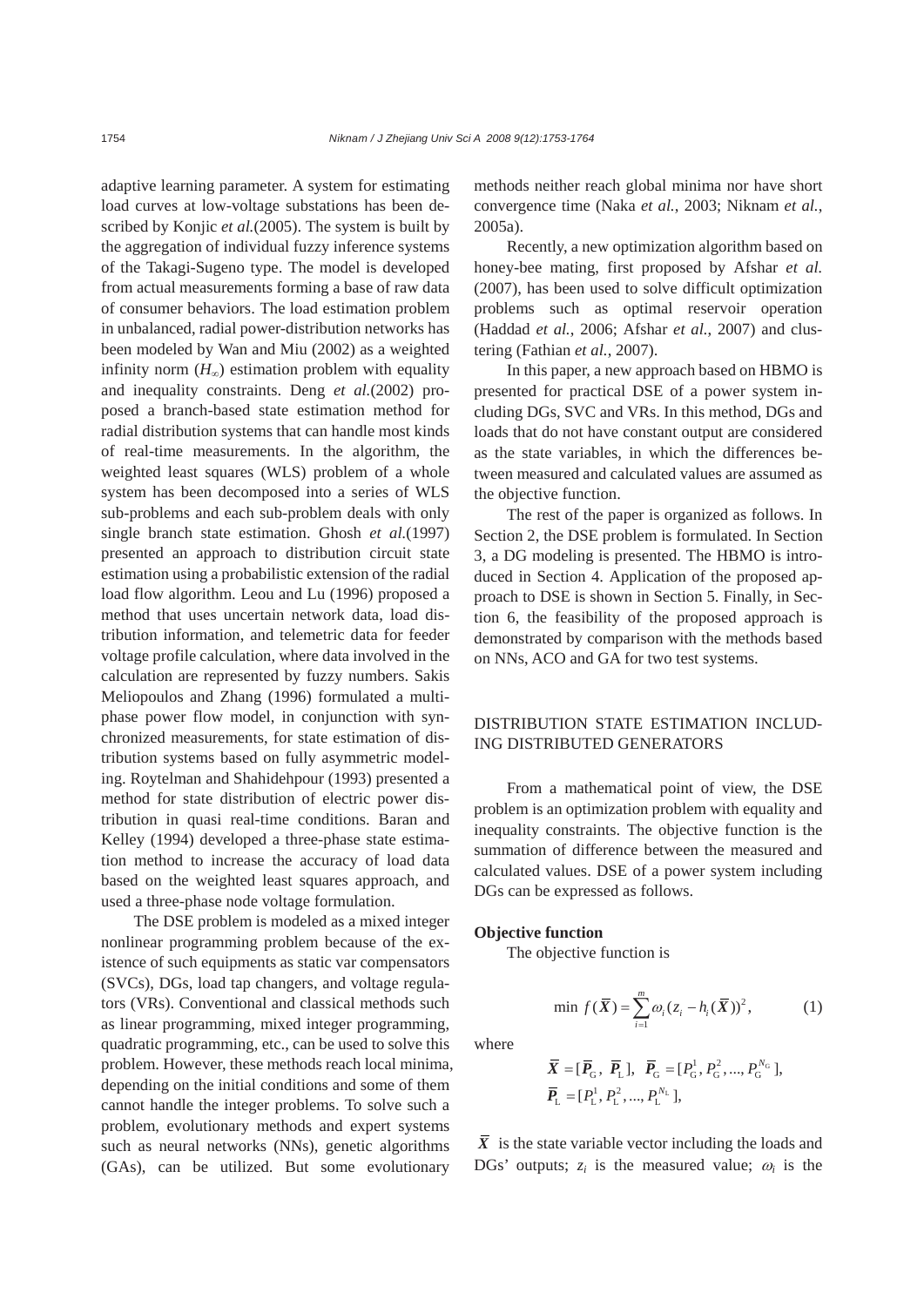adaptive learning parameter. A system for estimating load curves at low-voltage substations has been described by Konjic *et al.*(2005). The system is built by the aggregation of individual fuzzy inference systems of the Takagi-Sugeno type. The model is developed from actual measurements forming a base of raw data of consumer behaviors. The load estimation problem in unbalanced, radial power-distribution networks has been modeled by Wan and Miu (2002) as a weighted infinity norm ($H_\infty$) estimation problem with equality and inequality constraints. Deng *et al.*(2002) proposed a branch-based state estimation method for radial distribution systems that can handle most kinds of real-time measurements. In the algorithm, the weighted least squares (WLS) problem of a whole system has been decomposed into a series of WLS sub-problems and each sub-problem deals with only single branch state estimation. Ghosh *et al.*(1997) presented an approach to distribution circuit state estimation using a probabilistic extension of the radial load flow algorithm. Leou and Lu (1996) proposed a method that uses uncertain network data, load distribution information, and telemetric data for feeder voltage profile calculation, where data involved in the calculation are represented by fuzzy numbers. Sakis Meliopoulos and Zhang (1996) formulated a multiphase power flow model, in conjunction with synchronized measurements, for state estimation of distribution systems based on fully asymmetric modeling. Roytelman and Shahidehpour (1993) presented a method for state distribution of electric power distribution in quasi real-time conditions. Baran and Kelley (1994) developed a three-phase state estimation method to increase the accuracy of load data based on the weighted least squares approach, and used a three-phase node voltage formulation.

The DSE problem is modeled as a mixed integer nonlinear programming problem because of the existence of such equipments as static var compensators (SVCs), DGs, load tap changers, and voltage regulators (VRs). Conventional and classical methods such as linear programming, mixed integer programming, quadratic programming, etc., can be used to solve this problem. However, these methods reach local minima, depending on the initial conditions and some of them cannot handle the integer problems. To solve such a problem, evolutionary methods and expert systems such as neural networks (NNs), genetic algorithms (GAs), can be utilized. But some evolutionary methods neither reach global minima nor have short convergence time (Naka *et al.*, 2003; Niknam *et al.*, 2005a).

Recently, a new optimization algorithm based on honey-bee mating, first proposed by Afshar *et al.* (2007), has been used to solve difficult optimization problems such as optimal reservoir operation (Haddad *et al.*, 2006; Afshar *et al.*, 2007) and clustering (Fathian *et al.*, 2007).

In this paper, a new approach based on HBMO is presented for practical DSE of a power system including DGs, SVC and VRs. In this method, DGs and loads that do not have constant output are considered as the state variables, in which the differences between measured and calculated values are assumed as the objective function.

The rest of the paper is organized as follows. In Section 2, the DSE problem is formulated. In Section 3, a DG modeling is presented. The HBMO is introduced in Section 4. Application of the proposed approach to DSE is shown in Section 5. Finally, in Section 6, the feasibility of the proposed approach is demonstrated by comparison with the methods based on NNs, ACO and GA for two test systems.

## DISTRIBUTION STATE ESTIMATION INCLUDING DISTRIBUTED GENERATORS

From a mathematical point of view, the DSE problem is an optimization problem with equality and inequality constraints. The objective function is the summation of difference between the measured and calculated values. DSE of a power system including DGs can be expressed as follows.

### Objective function

The objective function is

$$\min\ f(\overline{\boldsymbol{X}}) = \sum_{i=1}^{m} \omega_i (z_i - h_i(\overline{\boldsymbol{X}}))^2, \tag{1}$$

where

$$\overline{\boldsymbol{X}} = [\overline{\boldsymbol{P}}_{\mathrm{G}},\ \overline{\boldsymbol{P}}_{\mathrm{L}}],\ \ \overline{\boldsymbol{P}}_{\mathrm{G}} = [P_{\mathrm{G}}^1, P_{\mathrm{G}}^2, ..., P_{\mathrm{G}}^{N_{\mathrm{G}}}],$$
$$\overline{\boldsymbol{P}}_{\mathrm{L}} = [P_{\mathrm{L}}^1, P_{\mathrm{L}}^2, ..., P_{\mathrm{L}}^{N_{\mathrm{L}}}],$$

$\overline{\boldsymbol{X}}$ is the state variable vector including the loads and DGs' outputs; $z_i$ is the measured value; $\omega_i$ is the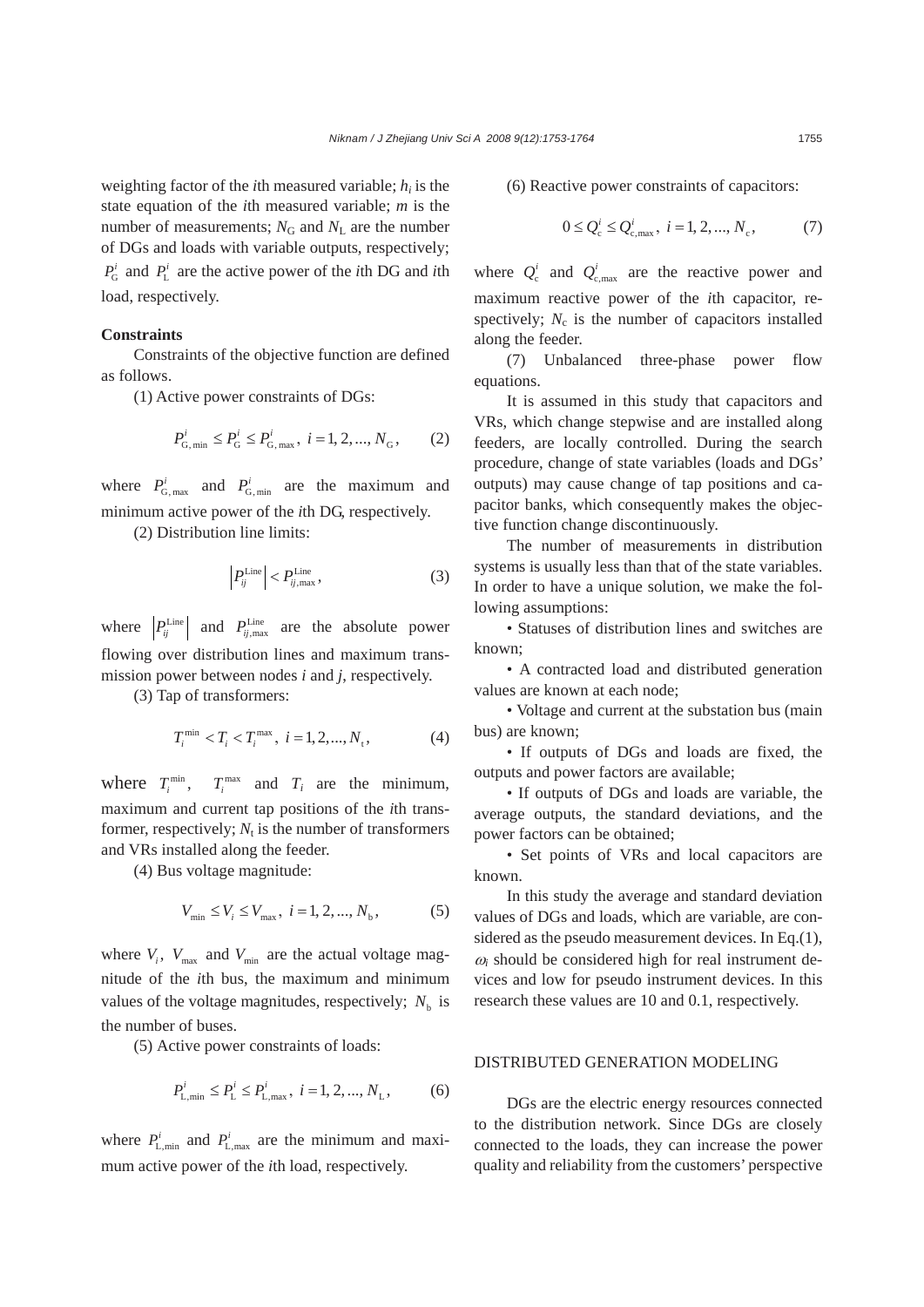weighting factor of the $i$th measured variable; $h_i$ is the state equation of the $i$th measured variable; $m$ is the number of measurements; $N_G$ and $N_L$ are the number of DGs and loads with variable outputs, respectively; $P_G^i$ and $P_L^i$ are the active power of the $i$th DG and $i$th load, respectively.

### Constraints

Constraints of the objective function are defined as follows.

(1) Active power constraints of DGs:

$$P_{G,\min}^i \le P_G^i \le P_{G,\max}^i,\ i=1,2,...,N_G, \tag{2}$$

where $P_{G,\max}^i$ and $P_{G,\min}^i$ are the maximum and minimum active power of the $i$th DG, respectively.

(2) Distribution line limits:

$$\left|P_{ij}^{\text{Line}}\right| < P_{ij,\max}^{\text{Line}}, \tag{3}$$

where $\left|P_{ij}^{\text{Line}}\right|$ and $P_{ij,\max}^{\text{Line}}$ are the absolute power flowing over distribution lines and maximum transmission power between nodes $i$ and $j$, respectively.

(3) Tap of transformers:

$$T_i^{\min} < T_i < T_i^{\max},\ i=1,2,...,N_t, \tag{4}$$

where $T_i^{\min}$, $T_i^{\max}$ and $T_i$ are the minimum, maximum and current tap positions of the $i$th transformer, respectively; $N_t$ is the number of transformers and VRs installed along the feeder.

(4) Bus voltage magnitude:

$$V_{\min} \le V_i \le V_{\max},\ i=1,2,...,N_b, \tag{5}$$

where $V_i$, $V_{\max}$ and $V_{\min}$ are the actual voltage magnitude of the $i$th bus, the maximum and minimum values of the voltage magnitudes, respectively; $N_b$ is the number of buses.

(5) Active power constraints of loads:

$$P_{L,\min}^i \le P_L^i \le P_{L,\max}^i,\ i=1,2,...,N_L, \tag{6}$$

where $P_{L,\min}^i$ and $P_{L,\max}^i$ are the minimum and maximum active power of the $i$th load, respectively.

(6) Reactive power constraints of capacitors:

$$0 \le Q_c^i \le Q_{c,\max}^i,\ i=1,2,...,N_c, \tag{7}$$

where $Q_c^i$ and $Q_{c,\max}^i$ are the reactive power and maximum reactive power of the $i$th capacitor, respectively; $N_c$ is the number of capacitors installed along the feeder.

(7) Unbalanced three-phase power flow equations.

It is assumed in this study that capacitors and VRs, which change stepwise and are installed along feeders, are locally controlled. During the search procedure, change of state variables (loads and DGs' outputs) may cause change of tap positions and capacitor banks, which consequently makes the objective function change discontinuously.

The number of measurements in distribution systems is usually less than that of the state variables. In order to have a unique solution, we make the following assumptions:

- Statuses of distribution lines and switches are known;
- A contracted load and distributed generation values are known at each node;
- Voltage and current at the substation bus (main bus) are known;
- If outputs of DGs and loads are fixed, the outputs and power factors are available;
- If outputs of DGs and loads are variable, the average outputs, the standard deviations, and the power factors can be obtained;
- Set points of VRs and local capacitors are known.

In this study the average and standard deviation values of DGs and loads, which are variable, are considered as the pseudo measurement devices. In Eq.(1), $\omega_i$ should be considered high for real instrument devices and low for pseudo instrument devices. In this research these values are 10 and 0.1, respectively.

## DISTRIBUTED GENERATION MODELING

DGs are the electric energy resources connected to the distribution network. Since DGs are closely connected to the loads, they can increase the power quality and reliability from the customers' perspective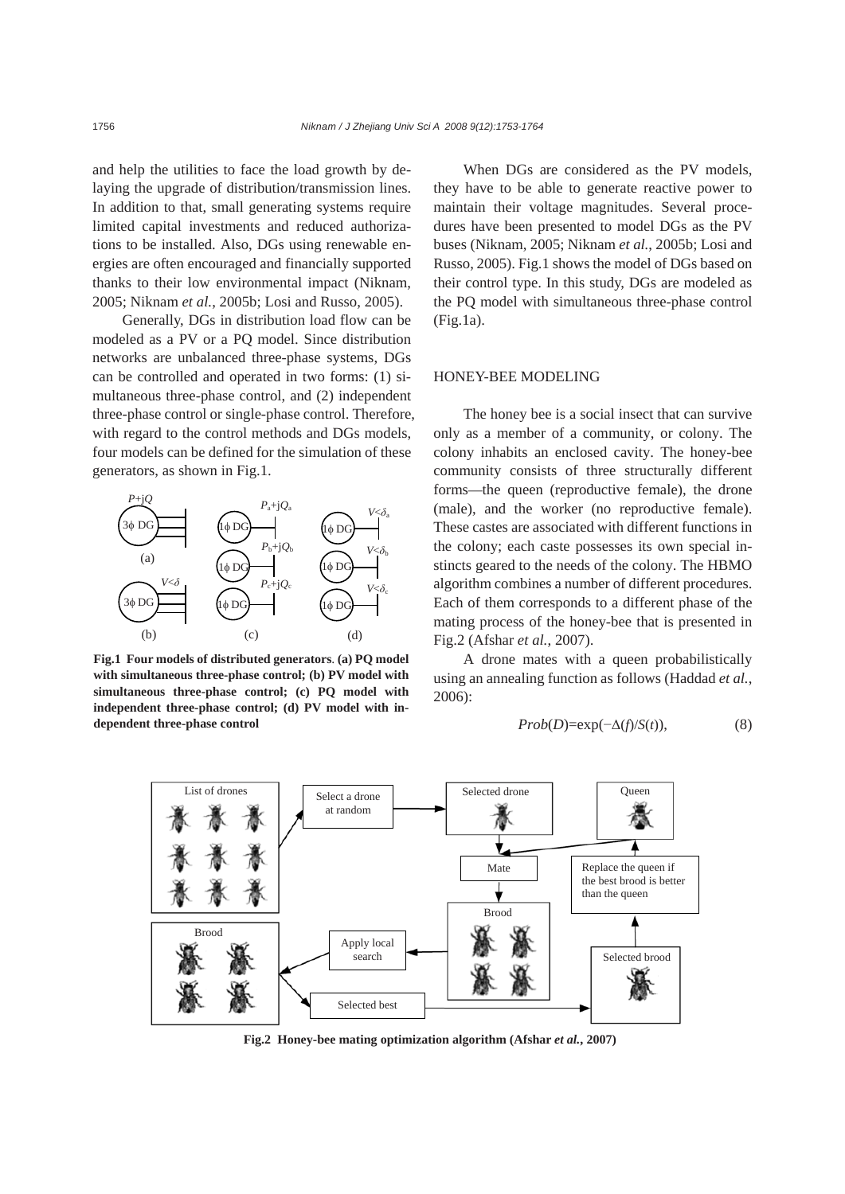and help the utilities to face the load growth by delaying the upgrade of distribution/transmission lines. In addition to that, small generating systems require limited capital investments and reduced authorizations to be installed. Also, DGs using renewable energies are often encouraged and financially supported thanks to their low environmental impact (Niknam, 2005; Niknam *et al.*, 2005b; Losi and Russo, 2005).

Generally, DGs in distribution load flow can be modeled as a PV or a PQ model. Since distribution networks are unbalanced three-phase systems, DGs can be controlled and operated in two forms: (1) simultaneous three-phase control, and (2) independent three-phase control or single-phase control. Therefore, with regard to the control methods and DGs models, four models can be defined for the simulation of these generators, as shown in Fig.1.

**Fig.1 Four models of distributed generators. (a) PQ model with simultaneous three-phase control; (b) PV model with simultaneous three-phase control; (c) PQ model with independent three-phase control; (d) PV model with independent three-phase control**

When DGs are considered as the PV models, they have to be able to generate reactive power to maintain their voltage magnitudes. Several procedures have been presented to model DGs as the PV buses (Niknam, 2005; Niknam *et al.*, 2005b; Losi and Russo, 2005). Fig.1 shows the model of DGs based on their control type. In this study, DGs are modeled as the PQ model with simultaneous three-phase control (Fig.1a).

## HONEY-BEE MODELING

The honey bee is a social insect that can survive only as a member of a community, or colony. The colony inhabits an enclosed cavity. The honey-bee community consists of three structurally different forms—the queen (reproductive female), the drone (male), and the worker (no reproductive female). These castes are associated with different functions in the colony; each caste possesses its own special instincts geared to the needs of the colony. The HBMO algorithm combines a number of different procedures. Each of them corresponds to a different phase of the mating process of the honey-bee that is presented in Fig.2 (Afshar *et al.*, 2007).

A drone mates with a queen probabilistically using an annealing function as follows (Haddad *et al.*, 2006):

$$Prob(D)=\exp(-\Delta(f)/S(t)), \quad (8)$$

**Fig.2 Honey-bee mating optimization algorithm (Afshar *et al.*, 2007)**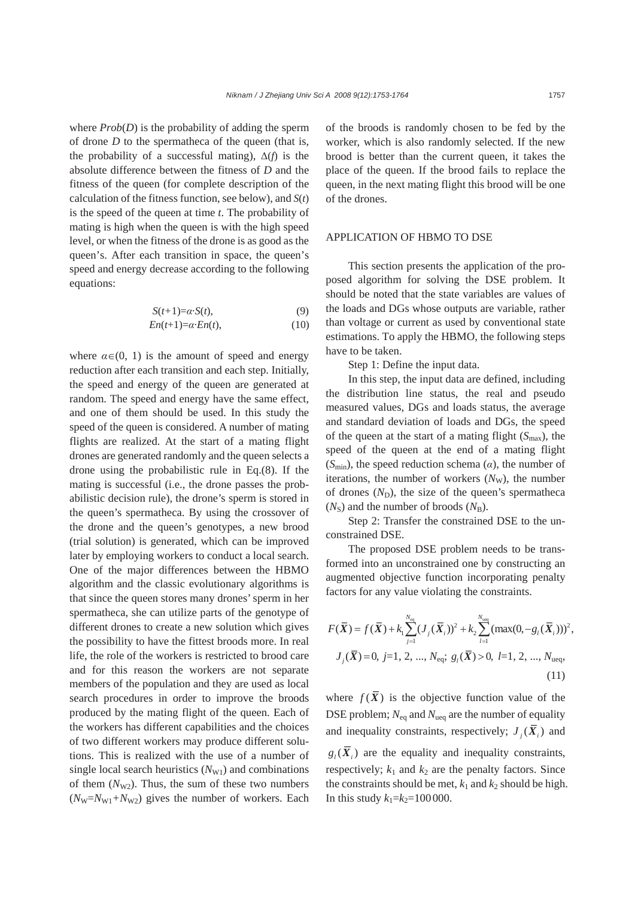where $Prob(D)$ is the probability of adding the sperm of drone $D$ to the spermatheca of the queen (that is, the probability of a successful mating), $\Delta(f)$ is the absolute difference between the fitness of $D$ and the fitness of the queen (for complete description of the calculation of the fitness function, see below), and $S(t)$ is the speed of the queen at time $t$. The probability of mating is high when the queen is with the high speed level, or when the fitness of the drone is as good as the queen's. After each transition in space, the queen's speed and energy decrease according to the following equations:

$$S(t+1)=\alpha \cdot S(t), \tag{9}$$

$$En(t+1)=\alpha \cdot En(t), \tag{10}$$

where $\alpha \in (0, 1)$ is the amount of speed and energy reduction after each transition and each step. Initially, the speed and energy of the queen are generated at random. The speed and energy have the same effect, and one of them should be used. In this study the speed of the queen is considered. A number of mating flights are realized. At the start of a mating flight drones are generated randomly and the queen selects a drone using the probabilistic rule in Eq.(8). If the mating is successful (i.e., the drone passes the probabilistic decision rule), the drone's sperm is stored in the queen's spermatheca. By using the crossover of the drone and the queen's genotypes, a new brood (trial solution) is generated, which can be improved later by employing workers to conduct a local search. One of the major differences between the HBMO algorithm and the classic evolutionary algorithms is that since the queen stores many drones' sperm in her spermatheca, she can utilize parts of the genotype of different drones to create a new solution which gives the possibility to have the fittest broods more. In real life, the role of the workers is restricted to brood care and for this reason the workers are not separate members of the population and they are used as local search procedures in order to improve the broods produced by the mating flight of the queen. Each of the workers has different capabilities and the choices of two different workers may produce different solutions. This is realized with the use of a number of single local search heuristics ($N_{W1}$) and combinations of them ($N_{W2}$). Thus, the sum of these two numbers ($N_W=N_{W1}+N_{W2}$) gives the number of workers. Each of the broods is randomly chosen to be fed by the worker, which is also randomly selected. If the new brood is better than the current queen, it takes the place of the queen. If the brood fails to replace the queen, in the next mating flight this brood will be one of the drones.

## APPLICATION OF HBMO TO DSE

This section presents the application of the proposed algorithm for solving the DSE problem. It should be noted that the state variables are values of the loads and DGs whose outputs are variable, rather than voltage or current as used by conventional state estimations. To apply the HBMO, the following steps have to be taken.

Step 1: Define the input data.

In this step, the input data are defined, including the distribution line status, the real and pseudo measured values, DGs and loads status, the average and standard deviation of loads and DGs, the speed of the queen at the start of a mating flight ($S_{max}$), the speed of the queen at the end of a mating flight ($S_{min}$), the speed reduction schema ($\alpha$), the number of iterations, the number of workers ($N_W$), the number of drones ($N_D$), the size of the queen's spermatheca ($N_S$) and the number of broods ($N_B$).

Step 2: Transfer the constrained DSE to the unconstrained DSE.

The proposed DSE problem needs to be transformed into an unconstrained one by constructing an augmented objective function incorporating penalty factors for any value violating the constraints.

$$F(\overline{\boldsymbol{X}})=f(\overline{\boldsymbol{X}})+k_1\sum_{j=1}^{N_{eq}}(J_j(\overline{\boldsymbol{X}}_i))^2+k_2\sum_{l=1}^{N_{ueq}}(\max(0,-g_l(\overline{\boldsymbol{X}}_i)))^2,$$

$$J_j(\overline{\boldsymbol{X}})=0,\ j=1, 2, ..., N_{eq};\ g_l(\overline{\boldsymbol{X}})>0,\ l=1, 2, ..., N_{ueq}, \tag{11}$$

where $f(\overline{\boldsymbol{X}})$ is the objective function value of the DSE problem; $N_{eq}$ and $N_{ueq}$ are the number of equality and inequality constraints, respectively; $J_j(\overline{\boldsymbol{X}}_i)$ and $g_l(\overline{\boldsymbol{X}}_i)$ are the equality and inequality constraints, respectively; $k_1$ and $k_2$ are the penalty factors. Since the constraints should be met, $k_1$ and $k_2$ should be high. In this study $k_1=k_2=100\,000$.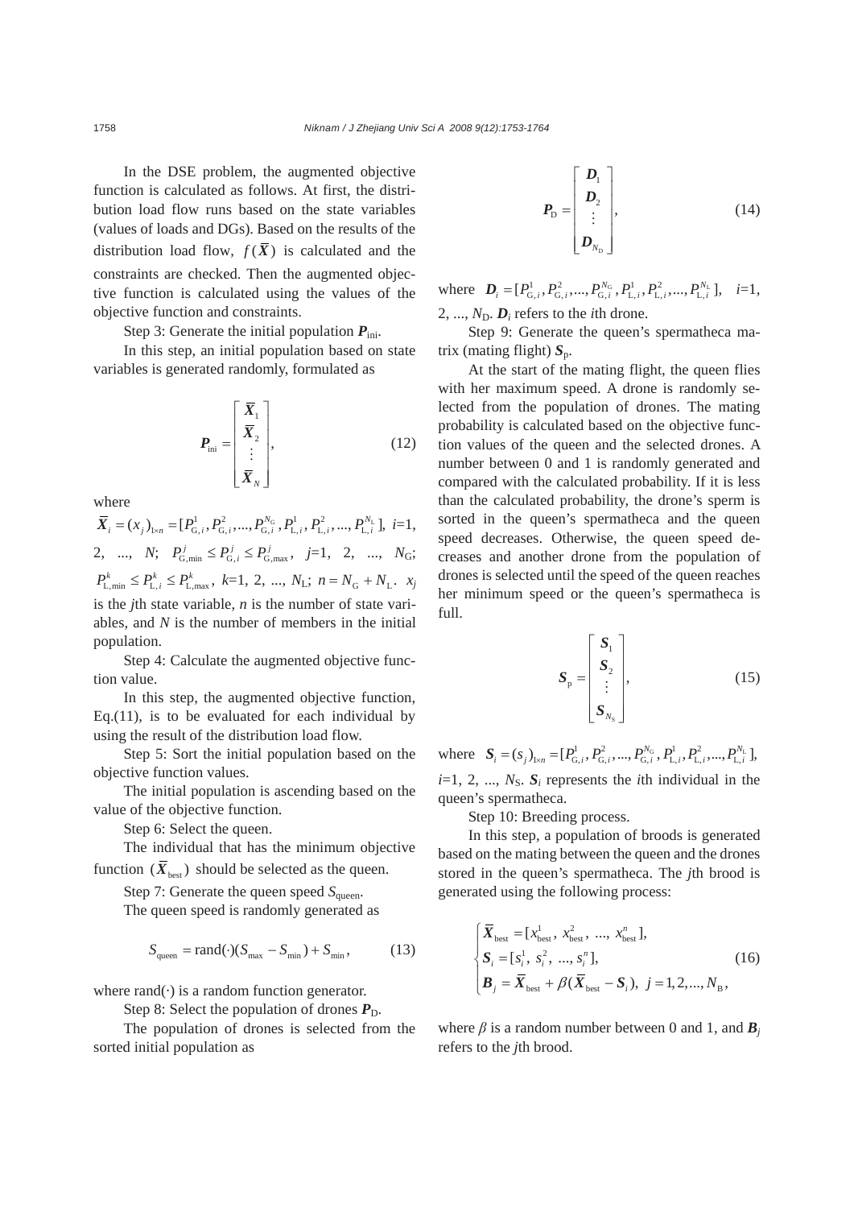In the DSE problem, the augmented objective function is calculated as follows. At first, the distribution load flow runs based on the state variables (values of loads and DGs). Based on the results of the distribution load flow, $f(\overline{\boldsymbol{X}})$ is calculated and the constraints are checked. Then the augmented objective function is calculated using the values of the objective function and constraints.

Step 3: Generate the initial population $\boldsymbol{P}_{\text{ini}}$.

In this step, an initial population based on state variables is generated randomly, formulated as

$$\boldsymbol{P}_{\text{ini}} = \begin{bmatrix} \overline{\boldsymbol{X}}_1 \\ \overline{\boldsymbol{X}}_2 \\ \vdots \\ \overline{\boldsymbol{X}}_N \end{bmatrix}, \tag{12}$$

where

$\overline{\boldsymbol{X}}_i = (x_j)_{1\times n} = [P_{\text{G},i}^1, P_{\text{G},i}^2, ..., P_{\text{G},i}^{N_\text{G}}, P_{\text{L},i}^1, P_{\text{L},i}^2, ..., P_{\text{L},i}^{N_\text{L}}]$, $i$=1, 2, ..., $N$; $P_{\text{G,min}}^j \le P_{\text{G},i}^j \le P_{\text{G,max}}^j$, $j$=1, 2, ..., $N_\text{G}$; $P_{\text{L,min}}^k \le P_{\text{L},i}^k \le P_{\text{L,max}}^k$, $k$=1, 2, ..., $N_\text{L}$; $n = N_\text{G} + N_\text{L}$. $x_j$ is the $j$th state variable, $n$ is the number of state variables, and $N$ is the number of members in the initial population.

Step 4: Calculate the augmented objective function value.

In this step, the augmented objective function, Eq.(11), is to be evaluated for each individual by using the result of the distribution load flow.

Step 5: Sort the initial population based on the objective function values.

The initial population is ascending based on the value of the objective function.

Step 6: Select the queen.

The individual that has the minimum objective function $(\overline{\boldsymbol{X}}_{\text{best}})$ should be selected as the queen.

Step 7: Generate the queen speed $S_{\text{queen}}$.

The queen speed is randomly generated as

$$S_{\text{queen}} = \text{rand}(\cdot)(S_{\max} - S_{\min}) + S_{\min}, \tag{13}$$

where rand(·) is a random function generator.

Step 8: Select the population of drones $\boldsymbol{P}_\text{D}$.

The population of drones is selected from the sorted initial population as

$$\boldsymbol{P}_\text{D} = \begin{bmatrix} \boldsymbol{D}_1 \\ \boldsymbol{D}_2 \\ \vdots \\ \boldsymbol{D}_{N_\text{D}} \end{bmatrix}, \tag{14}$$

where $\boldsymbol{D}_i = [P_{\text{G},i}^1, P_{\text{G},i}^2, ..., P_{\text{G},i}^{N_\text{G}}, P_{\text{L},i}^1, P_{\text{L},i}^2, ..., P_{\text{L},i}^{N_\text{L}}]$, $i$=1, 2, ..., $N_\text{D}$. $\boldsymbol{D}_i$ refers to the $i$th drone.

Step 9: Generate the queen's spermatheca matrix (mating flight) $\boldsymbol{S}_\text{p}$.

At the start of the mating flight, the queen flies with her maximum speed. A drone is randomly selected from the population of drones. The mating probability is calculated based on the objective function values of the queen and the selected drones. A number between 0 and 1 is randomly generated and compared with the calculated probability. If it is less than the calculated probability, the drone's sperm is sorted in the queen's spermatheca and the queen speed decreases. Otherwise, the queen speed decreases and another drone from the population of drones is selected until the speed of the queen reaches her minimum speed or the queen's spermatheca is full.

$$\boldsymbol{S}_\text{p} = \begin{bmatrix} \boldsymbol{S}_1 \\ \boldsymbol{S}_2 \\ \vdots \\ \boldsymbol{S}_{N_\text{S}} \end{bmatrix}, \tag{15}$$

where $\boldsymbol{S}_i = (s_j)_{1\times n} = [P_{\text{G},i}^1, P_{\text{G},i}^2, ..., P_{\text{G},i}^{N_\text{G}}, P_{\text{L},i}^1, P_{\text{L},i}^2, ..., P_{\text{L},i}^{N_\text{L}}]$, $i$=1, 2, ..., $N_\text{S}$. $\boldsymbol{S}_i$ represents the $i$th individual in the queen's spermatheca.

Step 10: Breeding process.

In this step, a population of broods is generated based on the mating between the queen and the drones stored in the queen's spermatheca. The $j$th brood is generated using the following process:

$$\begin{cases} \overline{\boldsymbol{X}}_{\text{best}} = [x_{\text{best}}^1,\ x_{\text{best}}^2,\ ...,\ x_{\text{best}}^n], \\ \boldsymbol{S}_i = [s_i^1,\ s_i^2,\ ...,\ s_i^n], \\ \boldsymbol{B}_j = \overline{\boldsymbol{X}}_{\text{best}} + \beta(\overline{\boldsymbol{X}}_{\text{best}} - \boldsymbol{S}_i),\ j = 1,2,...,N_\text{B}, \end{cases} \tag{16}$$

where $\beta$ is a random number between 0 and 1, and $\boldsymbol{B}_j$ refers to the $j$th brood.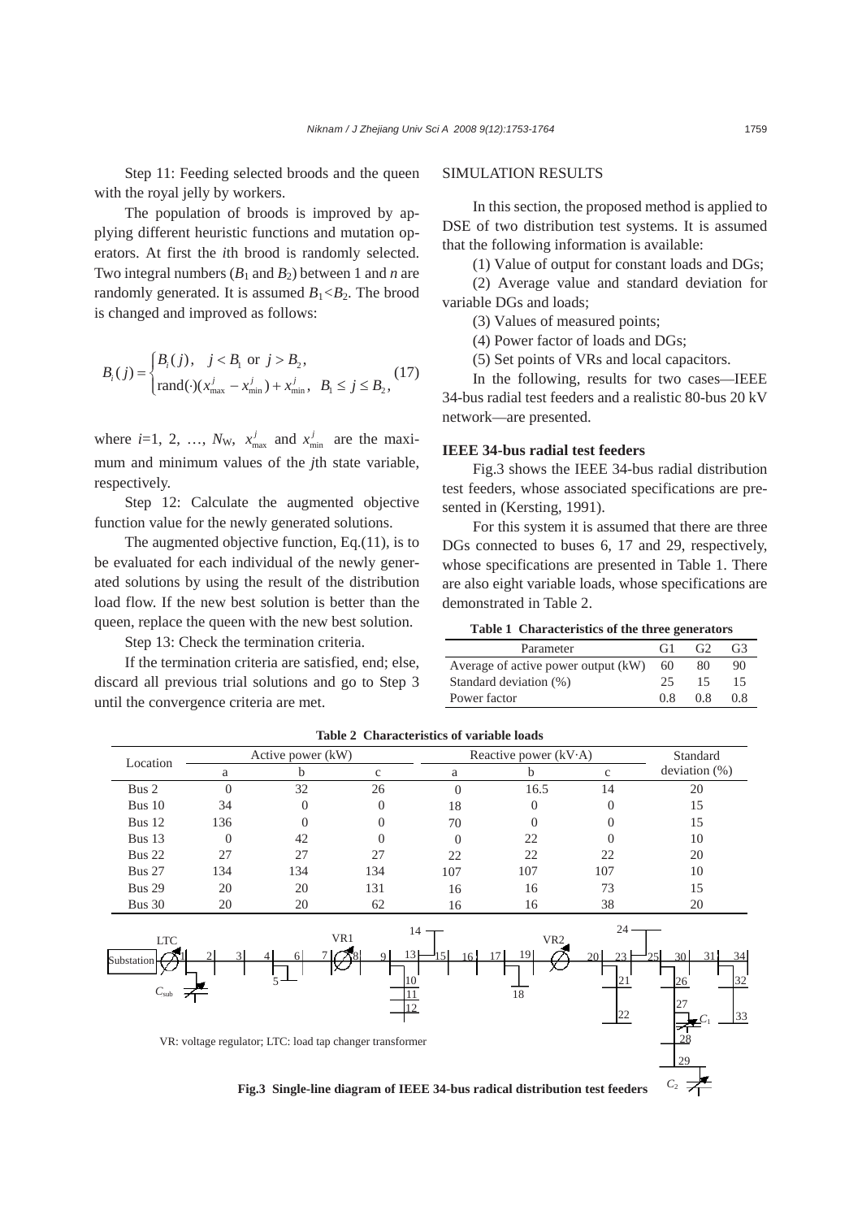Step 11: Feeding selected broods and the queen with the royal jelly by workers.

The population of broods is improved by applying different heuristic functions and mutation operators. At first the $i$th brood is randomly selected. Two integral numbers ($B_1$ and $B_2$) between 1 and $n$ are randomly generated. It is assumed $B_1<B_2$. The brood is changed and improved as follows:

$$B_i(j)=\begin{cases} B_i(j), & j<B_1 \text{ or } j>B_2, \\ \text{rand}(\cdot)(x_{\max}^j - x_{\min}^j)+x_{\min}^j, & B_1 \le j \le B_2, \end{cases} \tag{17}$$

where $i$=1, 2, …, $N_W$, $x_{\max}^j$ and $x_{\min}^j$ are the maximum and minimum values of the $j$th state variable, respectively.

Step 12: Calculate the augmented objective function value for the newly generated solutions.

The augmented objective function, Eq.(11), is to be evaluated for each individual of the newly generated solutions by using the result of the distribution load flow. If the new best solution is better than the queen, replace the queen with the new best solution.

Step 13: Check the termination criteria.

If the termination criteria are satisfied, end; else, discard all previous trial solutions and go to Step 3 until the convergence criteria are met.

## SIMULATION RESULTS

In this section, the proposed method is applied to DSE of two distribution test systems. It is assumed that the following information is available:

(1) Value of output for constant loads and DGs;

(2) Average value and standard deviation for variable DGs and loads;

(3) Values of measured points;

(4) Power factor of loads and DGs;

(5) Set points of VRs and local capacitors.

In the following, results for two cases—IEEE 34-bus radial test feeders and a realistic 80-bus 20 kV network—are presented.

### IEEE 34-bus radial test feeders

Fig.3 shows the IEEE 34-bus radial distribution test feeders, whose associated specifications are presented in (Kersting, 1991).

For this system it is assumed that there are three DGs connected to buses 6, 17 and 29, respectively, whose specifications are presented in Table 1. There are also eight variable loads, whose specifications are demonstrated in Table 2.

**Table 1 Characteristics of the three generators**

| Parameter | G1 | G2 | G3 |
|---|---|---|---|
| Average of active power output (kW) | 60 | 80 | 90 |
| Standard deviation (%) | 25 | 15 | 15 |
| Power factor | 0.8 | 0.8 | 0.8 |

**Table 2 Characteristics of variable loads**

| Location | Active power (kW) | | | Reactive power (kV·A) | | | Standard deviation (%) |
|---|---|---|---|---|---|---|---|
| | a | b | c | a | b | c | |
| Bus 2 | 0 | 32 | 26 | 0 | 16.5 | 14 | 20 |
| Bus 10 | 34 | 0 | 0 | 18 | 0 | 0 | 15 |
| Bus 12 | 136 | 0 | 0 | 70 | 0 | 0 | 15 |
| Bus 13 | 0 | 42 | 0 | 0 | 22 | 0 | 10 |
| Bus 22 | 27 | 27 | 27 | 22 | 22 | 22 | 20 |
| Bus 27 | 134 | 134 | 134 | 107 | 107 | 107 | 10 |
| Bus 29 | 20 | 20 | 131 | 16 | 16 | 73 | 15 |
| Bus 30 | 20 | 20 | 62 | 16 | 16 | 38 | 20 |

VR: voltage regulator; LTC: load tap changer transformer

**Fig.3 Single-line diagram of IEEE 34-bus radical distribution test feeders**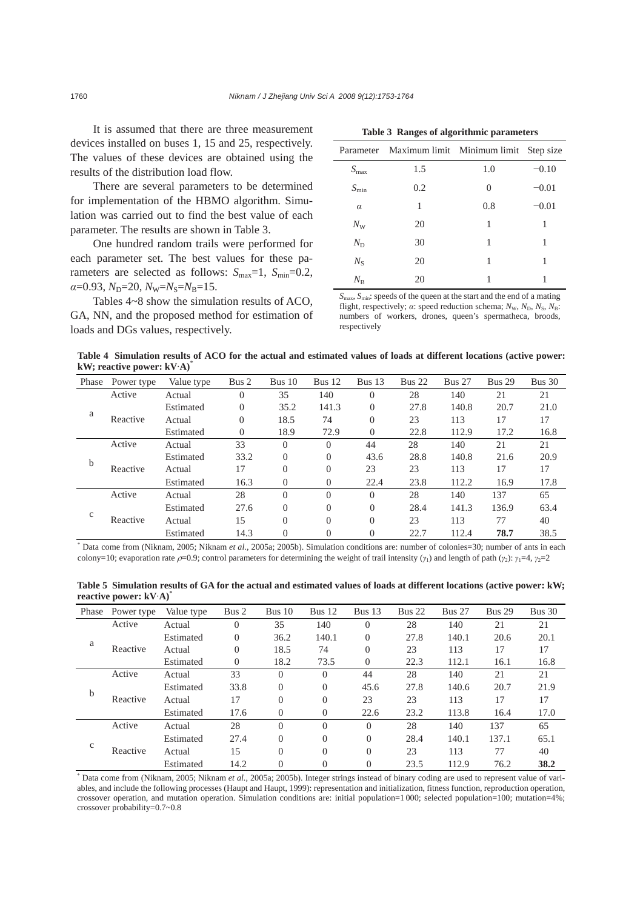It is assumed that there are three measurement devices installed on buses 1, 15 and 25, respectively. The values of these devices are obtained using the results of the distribution load flow.

There are several parameters to be determined for implementation of the HBMO algorithm. Simulation was carried out to find the best value of each parameter. The results are shown in Table 3.

One hundred random trails were performed for each parameter set. The best values for these parameters are selected as follows: $S_{max}$=1, $S_{min}$=0.2, $\alpha$=0.93, $N_D$=20, $N_W$=$N_S$=$N_B$=15.

Tables 4~8 show the simulation results of ACO, GA, NN, and the proposed method for estimation of loads and DGs values, respectively.

**Table 3 Ranges of algorithmic parameters**

| Parameter | Maximum limit | Minimum limit | Step size |
|---|---|---|---|
| $S_{max}$ | 1.5 | 1.0 | −0.10 |
| $S_{min}$ | 0.2 | 0 | −0.01 |
| $\alpha$ | 1 | 0.8 | −0.01 |
| $N_W$ | 20 | 1 | 1 |
| $N_D$ | 30 | 1 | 1 |
| $N_S$ | 20 | 1 | 1 |
| $N_B$ | 20 | 1 | 1 |

$S_{max}$, $S_{min}$: speeds of the queen at the start and the end of a mating flight, respectively; $\alpha$: speed reduction schema; $N_W$, $N_D$, $N_S$, $N_B$: numbers of workers, drones, queen's spermatheca, broods, respectively

**Table 4 Simulation results of ACO for the actual and estimated values of loads at different locations (active power: kW; reactive power: kV·A)***

| Phase | Power type | Value type | Bus 2 | Bus 10 | Bus 12 | Bus 13 | Bus 22 | Bus 27 | Bus 29 | Bus 30 |
|---|---|---|---|---|---|---|---|---|---|---|
| a | Active | Actual | 0 | 35 | 140 | 0 | 28 | 140 | 21 | 21 |
| | | Estimated | 0 | 35.2 | 141.3 | 0 | 27.8 | 140.8 | 20.7 | 21.0 |
| | Reactive | Actual | 0 | 18.5 | 74 | 0 | 23 | 113 | 17 | 17 |
| | | Estimated | 0 | 18.9 | 72.9 | 0 | 22.8 | 112.9 | 17.2 | 16.8 |
| b | Active | Actual | 33 | 0 | 0 | 44 | 28 | 140 | 21 | 21 |
| | | Estimated | 33.2 | 0 | 0 | 43.6 | 28.8 | 140.8 | 21.6 | 20.9 |
| | Reactive | Actual | 17 | 0 | 0 | 23 | 23 | 113 | 17 | 17 |
| | | Estimated | 16.3 | 0 | 0 | 22.4 | 23.8 | 112.2 | 16.9 | 17.8 |
| c | Active | Actual | 28 | 0 | 0 | 0 | 28 | 140 | 137 | 65 |
| | | Estimated | 27.6 | 0 | 0 | 0 | 28.4 | 141.3 | 136.9 | 63.4 |
| | Reactive | Actual | 15 | 0 | 0 | 0 | 23 | 113 | 77 | 40 |
| | | Estimated | 14.3 | 0 | 0 | 0 | 22.7 | 112.4 | **78.7** | 38.5 |

\* Data come from (Niknam, 2005; Niknam *et al.*, 2005a; 2005b). Simulation conditions are: number of colonies=30; number of ants in each colony=10; evaporation rate $\rho$=0.9; control parameters for determining the weight of trail intensity ($\gamma_1$) and length of path ($\gamma_2$): $\gamma_1$=4, $\gamma_2$=2

**Table 5 Simulation results of GA for the actual and estimated values of loads at different locations (active power: kW; reactive power: kV·A)***

| Phase | Power type | Value type | Bus 2 | Bus 10 | Bus 12 | Bus 13 | Bus 22 | Bus 27 | Bus 29 | Bus 30 |
|---|---|---|---|---|---|---|---|---|---|---|
| a | Active | Actual | 0 | 35 | 140 | 0 | 28 | 140 | 21 | 21 |
| | | Estimated | 0 | 36.2 | 140.1 | 0 | 27.8 | 140.1 | 20.6 | 20.1 |
| | Reactive | Actual | 0 | 18.5 | 74 | 0 | 23 | 113 | 17 | 17 |
| | | Estimated | 0 | 18.2 | 73.5 | 0 | 22.3 | 112.1 | 16.1 | 16.8 |
| b | Active | Actual | 33 | 0 | 0 | 44 | 28 | 140 | 21 | 21 |
| | | Estimated | 33.8 | 0 | 0 | 45.6 | 27.8 | 140.6 | 20.7 | 21.9 |
| | Reactive | Actual | 17 | 0 | 0 | 23 | 23 | 113 | 17 | 17 |
| | | Estimated | 17.6 | 0 | 0 | 22.6 | 23.2 | 113.8 | 16.4 | 17.0 |
| c | Active | Actual | 28 | 0 | 0 | 0 | 28 | 140 | 137 | 65 |
| | | Estimated | 27.4 | 0 | 0 | 0 | 28.4 | 140.1 | 137.1 | 65.1 |
| | Reactive | Actual | 15 | 0 | 0 | 0 | 23 | 113 | 77 | 40 |
| | | Estimated | 14.2 | 0 | 0 | 0 | 23.5 | 112.9 | 76.2 | **38.2** |

\* Data come from (Niknam, 2005; Niknam *et al.*, 2005a; 2005b). Integer strings instead of binary coding are used to represent value of variables, and include the following processes (Haupt and Haupt, 1999): representation and initialization, fitness function, reproduction operation, crossover operation, and mutation operation. Simulation conditions are: initial population=1 000; selected population=100; mutation=4%; crossover probability=0.7~0.8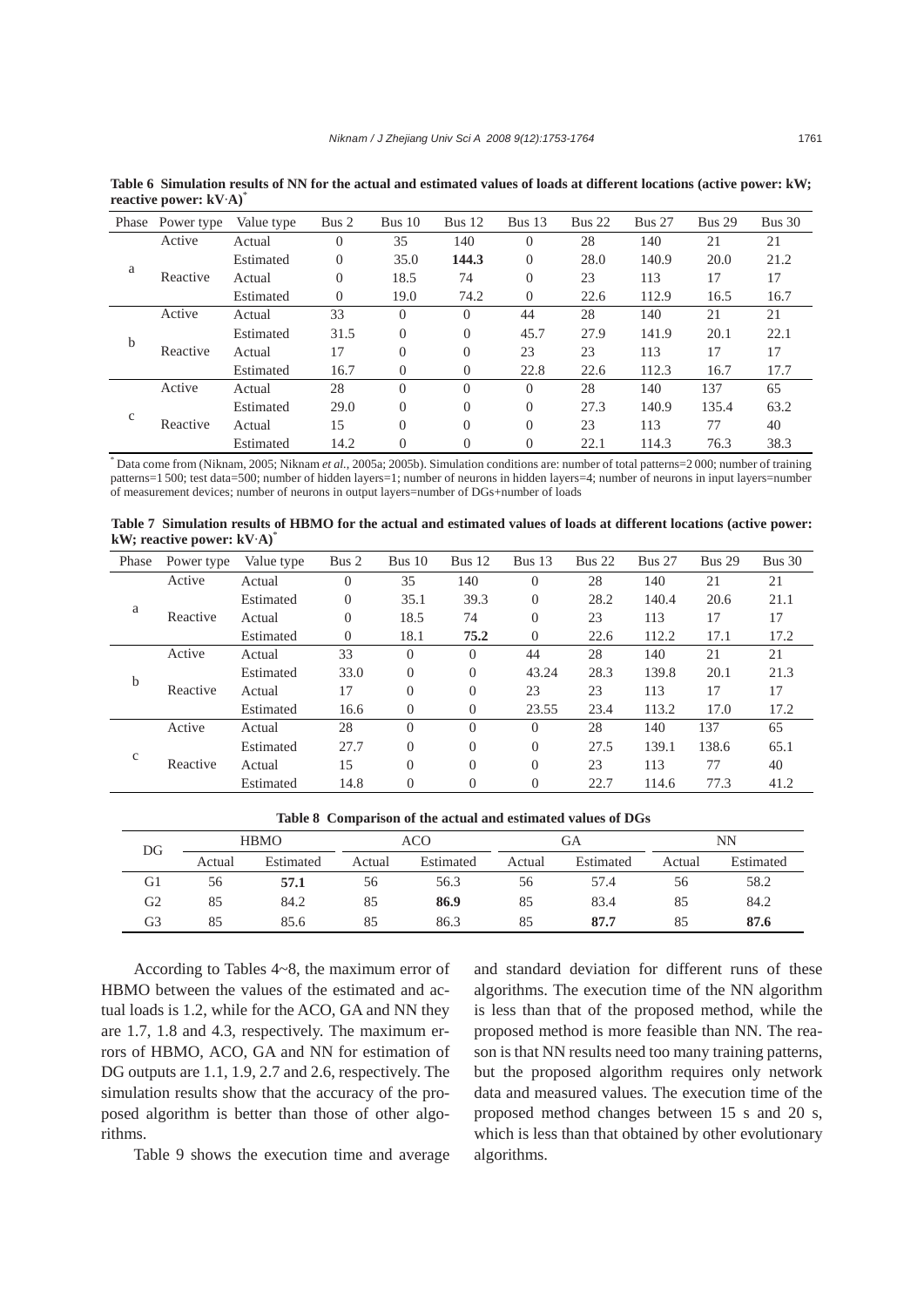**Table 6 Simulation results of NN for the actual and estimated values of loads at different locations (active power: kW; reactive power: kV·A)***

| Phase | Power type | Value type | Bus 2 | Bus 10 | Bus 12 | Bus 13 | Bus 22 | Bus 27 | Bus 29 | Bus 30 |
|---|---|---|---|---|---|---|---|---|---|---|
| a | Active | Actual | 0 | 35 | 140 | 0 | 28 | 140 | 21 | 21 |
| | | Estimated | 0 | 35.0 | **144.3** | 0 | 28.0 | 140.9 | 20.0 | 21.2 |
| | Reactive | Actual | 0 | 18.5 | 74 | 0 | 23 | 113 | 17 | 17 |
| | | Estimated | 0 | 19.0 | 74.2 | 0 | 22.6 | 112.9 | 16.5 | 16.7 |
| b | Active | Actual | 33 | 0 | 0 | 44 | 28 | 140 | 21 | 21 |
| | | Estimated | 31.5 | 0 | 0 | 45.7 | 27.9 | 141.9 | 20.1 | 22.1 |
| | Reactive | Actual | 17 | 0 | 0 | 23 | 23 | 113 | 17 | 17 |
| | | Estimated | 16.7 | 0 | 0 | 22.8 | 22.6 | 112.3 | 16.7 | 17.7 |
| c | Active | Actual | 28 | 0 | 0 | 0 | 28 | 140 | 137 | 65 |
| | | Estimated | 29.0 | 0 | 0 | 0 | 27.3 | 140.9 | 135.4 | 63.2 |
| | Reactive | Actual | 15 | 0 | 0 | 0 | 23 | 113 | 77 | 40 |
| | | Estimated | 14.2 | 0 | 0 | 0 | 22.1 | 114.3 | 76.3 | 38.3 |

* Data come from (Niknam, 2005; Niknam *et al.*, 2005a; 2005b). Simulation conditions are: number of total patterns=2 000; number of training patterns=1 500; test data=500; number of hidden layers=1; number of neurons in hidden layers=4; number of neurons in input layers=number of measurement devices; number of neurons in output layers=number of DGs+number of loads

**Table 7 Simulation results of HBMO for the actual and estimated values of loads at different locations (active power: kW; reactive power: kV·A)***

| Phase | Power type | Value type | Bus 2 | Bus 10 | Bus 12 | Bus 13 | Bus 22 | Bus 27 | Bus 29 | Bus 30 |
|---|---|---|---|---|---|---|---|---|---|---|
| a | Active | Actual | 0 | 35 | 140 | 0 | 28 | 140 | 21 | 21 |
| | | Estimated | 0 | 35.1 | 39.3 | 0 | 28.2 | 140.4 | 20.6 | 21.1 |
| | Reactive | Actual | 0 | 18.5 | 74 | 0 | 23 | 113 | 17 | 17 |
| | | Estimated | 0 | 18.1 | **75.2** | 0 | 22.6 | 112.2 | 17.1 | 17.2 |
| b | Active | Actual | 33 | 0 | 0 | 44 | 28 | 140 | 21 | 21 |
| | | Estimated | 33.0 | 0 | 0 | 43.24 | 28.3 | 139.8 | 20.1 | 21.3 |
| | Reactive | Actual | 17 | 0 | 0 | 23 | 23 | 113 | 17 | 17 |
| | | Estimated | 16.6 | 0 | 0 | 23.55 | 23.4 | 113.2 | 17.0 | 17.2 |
| c | Active | Actual | 28 | 0 | 0 | 0 | 28 | 140 | 137 | 65 |
| | | Estimated | 27.7 | 0 | 0 | 0 | 27.5 | 139.1 | 138.6 | 65.1 |
| | Reactive | Actual | 15 | 0 | 0 | 0 | 23 | 113 | 77 | 40 |
| | | Estimated | 14.8 | 0 | 0 | 0 | 22.7 | 114.6 | 77.3 | 41.2 |

**Table 8 Comparison of the actual and estimated values of DGs**

| DG | HBMO | | ACO | | GA | | NN | |
|---|---|---|---|---|---|---|---|---|
| | Actual | Estimated | Actual | Estimated | Actual | Estimated | Actual | Estimated |
| G1 | 56 | **57.1** | 56 | 56.3 | 56 | 57.4 | 56 | 58.2 |
| G2 | 85 | 84.2 | 85 | **86.9** | 85 | 83.4 | 85 | 84.2 |
| G3 | 85 | 85.6 | 85 | 86.3 | 85 | **87.7** | 85 | **87.6** |

According to Tables 4~8, the maximum error of HBMO between the values of the estimated and actual loads is 1.2, while for the ACO, GA and NN they are 1.7, 1.8 and 4.3, respectively. The maximum errors of HBMO, ACO, GA and NN for estimation of DG outputs are 1.1, 1.9, 2.7 and 2.6, respectively. The simulation results show that the accuracy of the proposed algorithm is better than those of other algorithms.

Table 9 shows the execution time and average and standard deviation for different runs of these algorithms. The execution time of the NN algorithm is less than that of the proposed method, while the proposed method is more feasible than NN. The reason is that NN results need too many training patterns, but the proposed algorithm requires only network data and measured values. The execution time of the proposed method changes between 15 s and 20 s, which is less than that obtained by other evolutionary algorithms.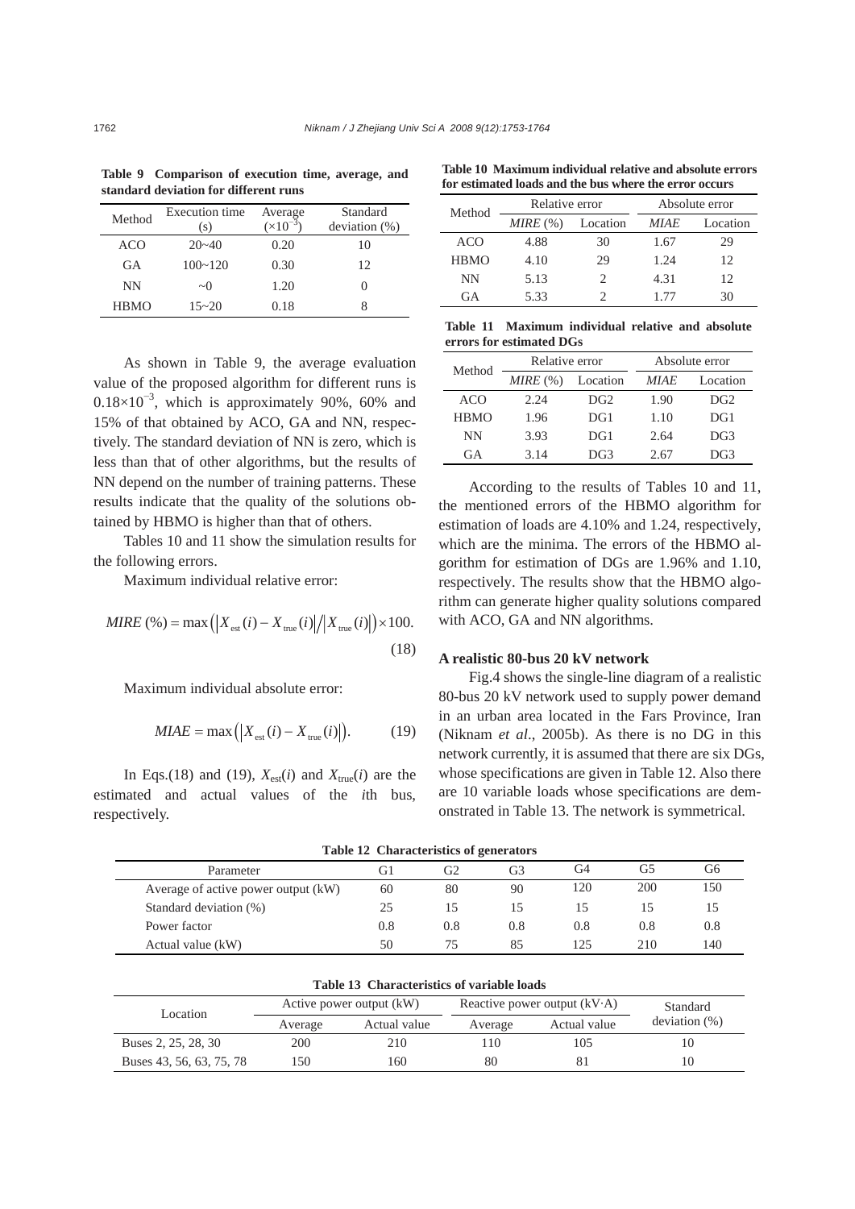**Table 9 Comparison of execution time, average, and standard deviation for different runs**

| Method | Execution time (s) | Average ($\times 10^{-3}$) | Standard deviation (%) |
|---|---|---|---|
| ACO | 20~40 | 0.20 | 10 |
| GA | 100~120 | 0.30 | 12 |
| NN | ~0 | 1.20 | 0 |
| HBMO | 15~20 | 0.18 | 8 |

As shown in Table 9, the average evaluation value of the proposed algorithm for different runs is $0.18\times10^{-3}$, which is approximately 90%, 60% and 15% of that obtained by ACO, GA and NN, respectively. The standard deviation of NN is zero, which is less than that of other algorithms, but the results of NN depend on the number of training patterns. These results indicate that the quality of the solutions obtained by HBMO is higher than that of others.

Tables 10 and 11 show the simulation results for the following errors.

Maximum individual relative error:

$$MIRE\ (\%) = \max\left(\left|X_{\text{est}}(i) - X_{\text{true}}(i)\right| / \left|X_{\text{true}}(i)\right|\right)\times 100. \tag{18}$$

Maximum individual absolute error:

$$MIAE = \max\left(\left|X_{\text{est}}(i) - X_{\text{true}}(i)\right|\right). \tag{19}$$

In Eqs.(18) and (19), $X_{\text{est}}(i)$ and $X_{\text{true}}(i)$ are the estimated and actual values of the $i$th bus, respectively.

**Table 10 Maximum individual relative and absolute errors for estimated loads and the bus where the error occurs**

| Method | Relative error | | Absolute error | |
|---|---|---|---|---|
| | *MIRE* (%) | Location | *MIAE* | Location |
| ACO | 4.88 | 30 | 1.67 | 29 |
| HBMO | 4.10 | 29 | 1.24 | 12 |
| NN | 5.13 | 2 | 4.31 | 12 |
| GA | 5.33 | 2 | 1.77 | 30 |

**Table 11 Maximum individual relative and absolute errors for estimated DGs**

| Method | Relative error | | Absolute error | |
|---|---|---|---|---|
| | *MIRE* (%) | Location | *MIAE* | Location |
| ACO | 2.24 | DG2 | 1.90 | DG2 |
| HBMO | 1.96 | DG1 | 1.10 | DG1 |
| NN | 3.93 | DG1 | 2.64 | DG3 |
| GA | 3.14 | DG3 | 2.67 | DG3 |

According to the results of Tables 10 and 11, the mentioned errors of the HBMO algorithm for estimation of loads are 4.10% and 1.24, respectively, which are the minima. The errors of the HBMO algorithm for estimation of DGs are 1.96% and 1.10, respectively. The results show that the HBMO algorithm can generate higher quality solutions compared with ACO, GA and NN algorithms.

### A realistic 80-bus 20 kV network

Fig.4 shows the single-line diagram of a realistic 80-bus 20 kV network used to supply power demand in an urban area located in the Fars Province, Iran (Niknam *et al*., 2005b). As there is no DG in this network currently, it is assumed that there are six DGs, whose specifications are given in Table 12. Also there are 10 variable loads whose specifications are demonstrated in Table 13. The network is symmetrical.

**Table 12 Characteristics of generators**

| Parameter | G1 | G2 | G3 | G4 | G5 | G6 |
|---|---|---|---|---|---|---|
| Average of active power output (kW) | 60 | 80 | 90 | 120 | 200 | 150 |
| Standard deviation (%) | 25 | 15 | 15 | 15 | 15 | 15 |
| Power factor | 0.8 | 0.8 | 0.8 | 0.8 | 0.8 | 0.8 |
| Actual value (kW) | 50 | 75 | 85 | 125 | 210 | 140 |

**Table 13 Characteristics of variable loads**

| Location | Active power output (kW) | | Reactive power output (kV·A) | | Standard deviation (%) |
|---|---|---|---|---|---|
| | Average | Actual value | Average | Actual value | |
| Buses 2, 25, 28, 30 | 200 | 210 | 110 | 105 | 10 |
| Buses 43, 56, 63, 75, 78 | 150 | 160 | 80 | 81 | 10 |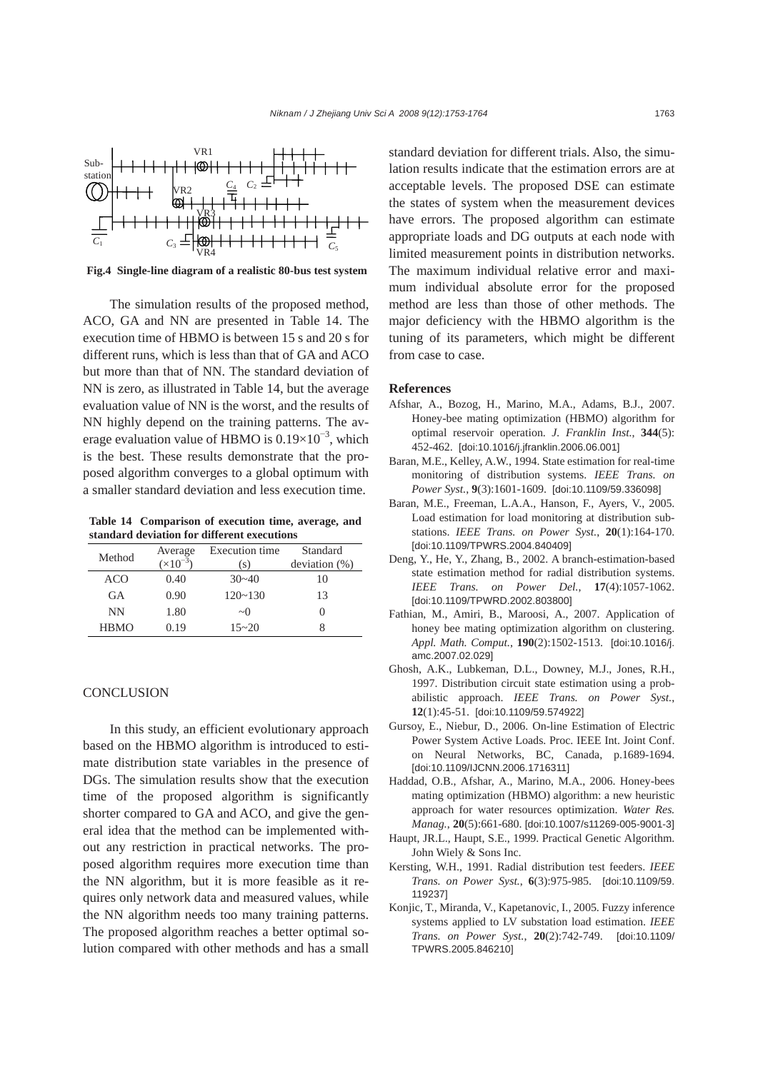Fig.4 Single-line diagram of a realistic 80-bus test system

The simulation results of the proposed method, ACO, GA and NN are presented in Table 14. The execution time of HBMO is between 15 s and 20 s for different runs, which is less than that of GA and ACO but more than that of NN. The standard deviation of NN is zero, as illustrated in Table 14, but the average evaluation value of NN is the worst, and the results of NN highly depend on the training patterns. The average evaluation value of HBMO is $0.19\times10^{-3}$, which is the best. These results demonstrate that the proposed algorithm converges to a global optimum with a smaller standard deviation and less execution time.

**Table 14 Comparison of execution time, average, and standard deviation for different executions**

| Method | Average ($\times10^{-3}$) | Execution time (s) | Standard deviation (%) |
|---|---|---|---|
| ACO | 0.40 | 30~40 | 10 |
| GA | 0.90 | 120~130 | 13 |
| NN | 1.80 | ~0 | 0 |
| HBMO | 0.19 | 15~20 | 8 |

## CONCLUSION

In this study, an efficient evolutionary approach based on the HBMO algorithm is introduced to estimate distribution state variables in the presence of DGs. The simulation results show that the execution time of the proposed algorithm is significantly shorter compared to GA and ACO, and give the general idea that the method can be implemented without any restriction in practical networks. The proposed algorithm requires more execution time than the NN algorithm, but it is more feasible as it requires only network data and measured values, while the NN algorithm needs too many training patterns. The proposed algorithm reaches a better optimal solution compared with other methods and has a small standard deviation for different trials. Also, the simulation results indicate that the estimation errors are at acceptable levels. The proposed DSE can estimate the states of system when the measurement devices have errors. The proposed algorithm can estimate appropriate loads and DG outputs at each node with limited measurement points in distribution networks. The maximum individual relative error and maximum individual absolute error for the proposed method are less than those of other methods. The major deficiency with the HBMO algorithm is the tuning of its parameters, which might be different from case to case.

## References

Afshar, A., Bozog, H., Marino, M.A., Adams, B.J., 2007. Honey-bee mating optimization (HBMO) algorithm for optimal reservoir operation. *J. Franklin Inst.*, **344**(5): 452-462. [doi:10.1016/j.jfranklin.2006.06.001]

Baran, M.E., Kelley, A.W., 1994. State estimation for real-time monitoring of distribution systems. *IEEE Trans. on Power Syst.*, **9**(3):1601-1609. [doi:10.1109/59.336098]

Baran, M.E., Freeman, L.A.A., Hanson, F., Ayers, V., 2005. Load estimation for load monitoring at distribution substations. *IEEE Trans. on Power Syst.*, **20**(1):164-170. [doi:10.1109/TPWRS.2004.840409]

Deng, Y., He, Y., Zhang, B., 2002. A branch-estimation-based state estimation method for radial distribution systems. *IEEE Trans. on Power Del.*, **17**(4):1057-1062. [doi:10.1109/TPWRD.2002.803800]

Fathian, M., Amiri, B., Maroosi, A., 2007. Application of honey bee mating optimization algorithm on clustering. *Appl. Math. Comput.*, **190**(2):1502-1513. [doi:10.1016/j.amc.2007.02.029]

Ghosh, A.K., Lubkeman, D.L., Downey, M.J., Jones, R.H., 1997. Distribution circuit state estimation using a probabilistic approach. *IEEE Trans. on Power Syst.*, **12**(1):45-51. [doi:10.1109/59.574922]

Gursoy, E., Niebur, D., 2006. On-line Estimation of Electric Power System Active Loads. Proc. IEEE Int. Joint Conf. on Neural Networks, BC, Canada, p.1689-1694. [doi:10.1109/IJCNN.2006.1716311]

Haddad, O.B., Afshar, A., Marino, M.A., 2006. Honey-bees mating optimization (HBMO) algorithm: a new heuristic approach for water resources optimization. *Water Res. Manag.*, **20**(5):661-680. [doi:10.1007/s11269-005-9001-3]

Haupt, JR.L., Haupt, S.E., 1999. Practical Genetic Algorithm. John Wiely & Sons Inc.

Kersting, W.H., 1991. Radial distribution test feeders. *IEEE Trans. on Power Syst.*, **6**(3):975-985. [doi:10.1109/59.119237]

Konjic, T., Miranda, V., Kapetanovic, I., 2005. Fuzzy inference systems applied to LV substation load estimation. *IEEE Trans. on Power Syst.*, **20**(2):742-749. [doi:10.1109/TPWRS.2005.846210]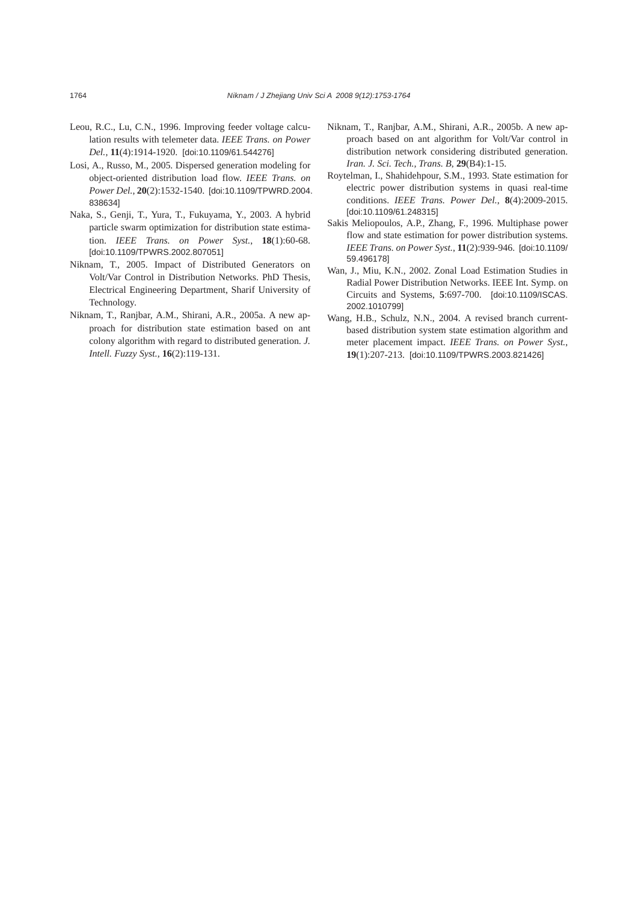Leou, R.C., Lu, C.N., 1996. Improving feeder voltage calculation results with telemeter data. *IEEE Trans. on Power Del.*, **11**(4):1914-1920. [doi:10.1109/61.544276]

Losi, A., Russo, M., 2005. Dispersed generation modeling for object-oriented distribution load flow. *IEEE Trans. on Power Del.*, **20**(2):1532-1540. [doi:10.1109/TPWRD.2004.838634]

Naka, S., Genji, T., Yura, T., Fukuyama, Y., 2003. A hybrid particle swarm optimization for distribution state estimation. *IEEE Trans. on Power Syst.*, **18**(1):60-68. [doi:10.1109/TPWRS.2002.807051]

Niknam, T., 2005. Impact of Distributed Generators on Volt/Var Control in Distribution Networks. PhD Thesis, Electrical Engineering Department, Sharif University of Technology.

Niknam, T., Ranjbar, A.M., Shirani, A.R., 2005a. A new approach for distribution state estimation based on ant colony algorithm with regard to distributed generation. *J. Intell. Fuzzy Syst.*, **16**(2):119-131.

Niknam, T., Ranjbar, A.M., Shirani, A.R., 2005b. A new approach based on ant algorithm for Volt/Var control in distribution network considering distributed generation. *Iran. J. Sci. Tech., Trans. B*, **29**(B4):1-15.

Roytelman, I., Shahidehpour, S.M., 1993. State estimation for electric power distribution systems in quasi real-time conditions. *IEEE Trans. Power Del.,* **8**(4):2009-2015. [doi:10.1109/61.248315]

Sakis Meliopoulos, A.P., Zhang, F., 1996. Multiphase power flow and state estimation for power distribution systems. *IEEE Trans. on Power Syst.*, **11**(2):939-946. [doi:10.1109/59.496178]

Wan, J., Miu, K.N., 2002. Zonal Load Estimation Studies in Radial Power Distribution Networks. IEEE Int. Symp. on Circuits and Systems, **5**:697-700. [doi:10.1109/ISCAS.2002.1010799]

Wang, H.B., Schulz, N.N., 2004. A revised branch current-based distribution system state estimation algorithm and meter placement impact. *IEEE Trans. on Power Syst.*, **19**(1):207-213. [doi:10.1109/TPWRS.2003.821426]